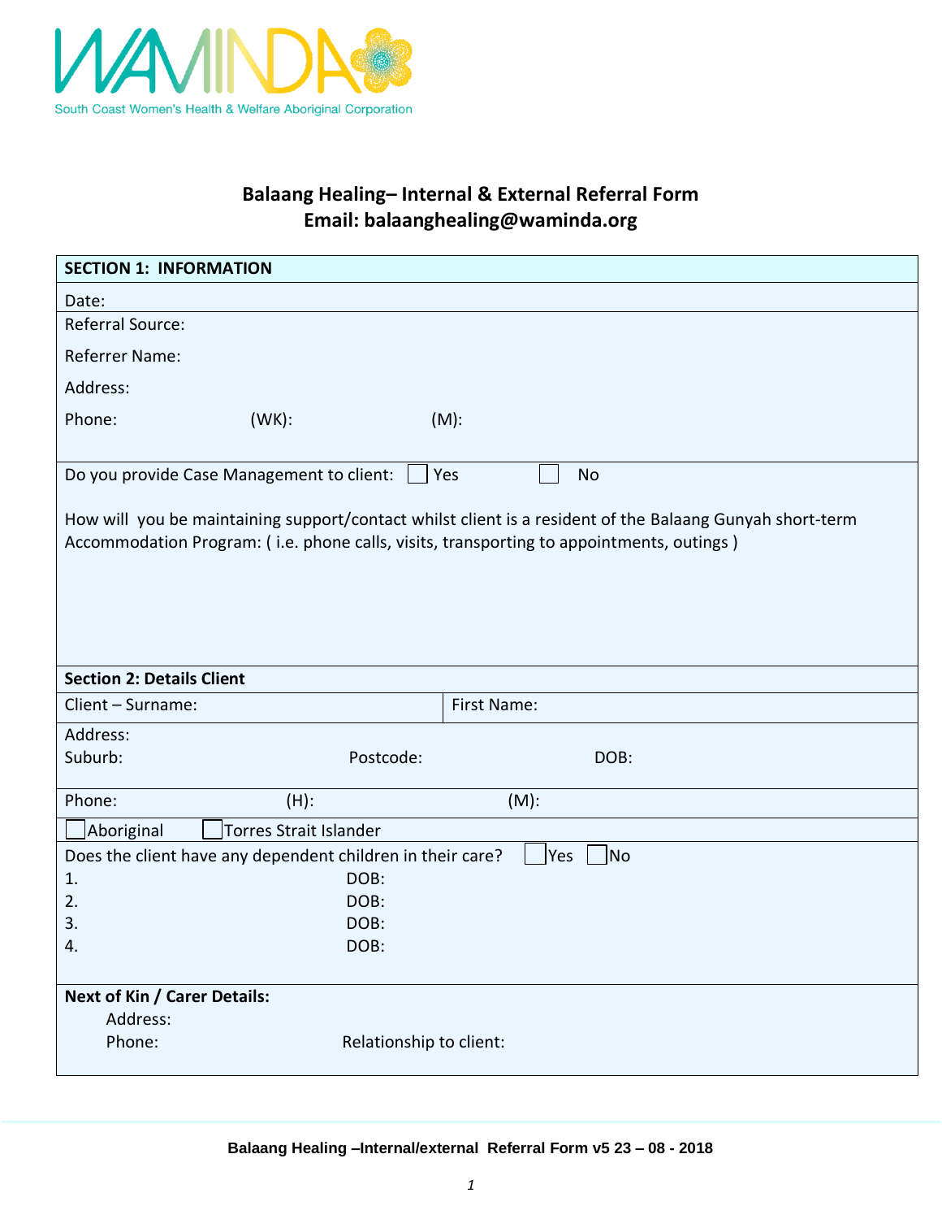WAMINDA

South Coast Women's Health & Welfare Aboriginal Corporation

# Balaang Healing– Internal & External Referral Form

**Email: balaanghealing@waminda.org**

| **SECTION 1: INFORMATION** |
|---|
| Date: |
| Referral Source:<br><br>Referrer Name:<br><br>Address:<br><br>Phone: (WK): (M): |
| Do you provide Case Management to client: ☐ Yes ☐ No<br><br>How will you be maintaining support/contact whilst client is a resident of the Balaang Gunyah short-term Accommodation Program: ( i.e. phone calls, visits, transporting to appointments, outings ) |

| **Section 2: Details Client** | |
|---|---|
| Client – Surname: | First Name: |
| Address:<br>Suburb: Postcode: DOB: | |
| Phone: (H): (M): | |
| ☐ Aboriginal ☐ Torres Strait Islander | |
| Does the client have any dependent children in their care? ☐ Yes ☐ No<br>1. DOB:<br>2. DOB:<br>3. DOB:<br>4. DOB: | |
| **Next of Kin / Carer Details:**<br>Address:<br>Phone: Relationship to client: | |

**Balaang Healing –Internal/external Referral Form v5 23 – 08 - 2018**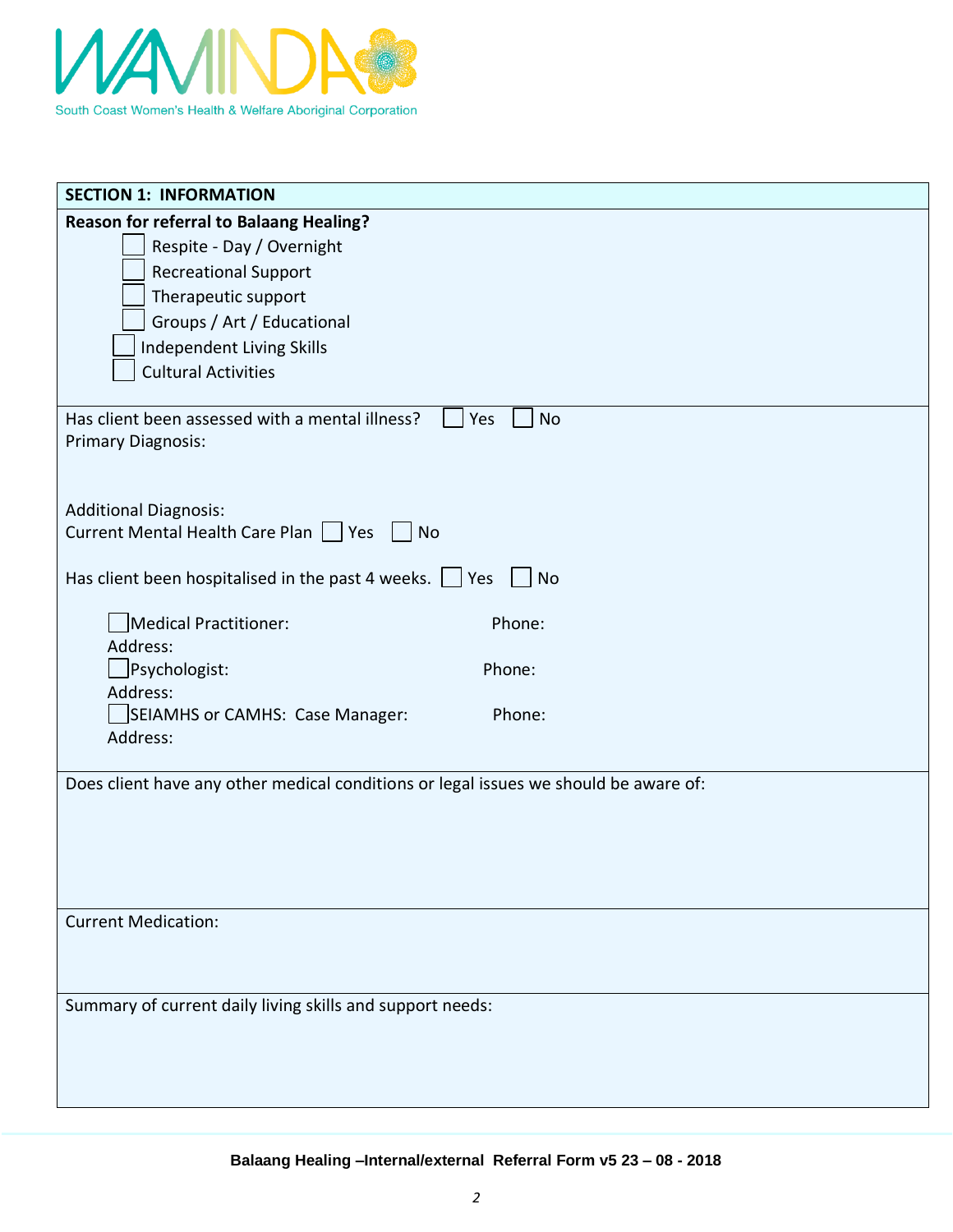WAMINDA

South Coast Women's Health & Welfare Aboriginal Corporation

## SECTION 1: INFORMATION

**Reason for referral to Balaang Healing?**

- ☐ Respite - Day / Overnight
- ☐ Recreational Support
- ☐ Therapeutic support
- ☐ Groups / Art / Educational
- ☐ Independent Living Skills
- ☐ Cultural Activities

Has client been assessed with a mental illness? ☐ Yes ☐ No

Primary Diagnosis:

Additional Diagnosis:

Current Mental Health Care Plan ☐ Yes ☐ No

Has client been hospitalised in the past 4 weeks. ☐ Yes ☐ No

☐ Medical Practitioner: Phone:

Address:

☐ Psychologist: Phone:

Address:

☐ SEIAMHS or CAMHS: Case Manager: Phone:

Address:

Does client have any other medical conditions or legal issues we should be aware of:

Current Medication:

Summary of current daily living skills and support needs:

**Balaang Healing –Internal/external Referral Form v5 23 – 08 - 2018**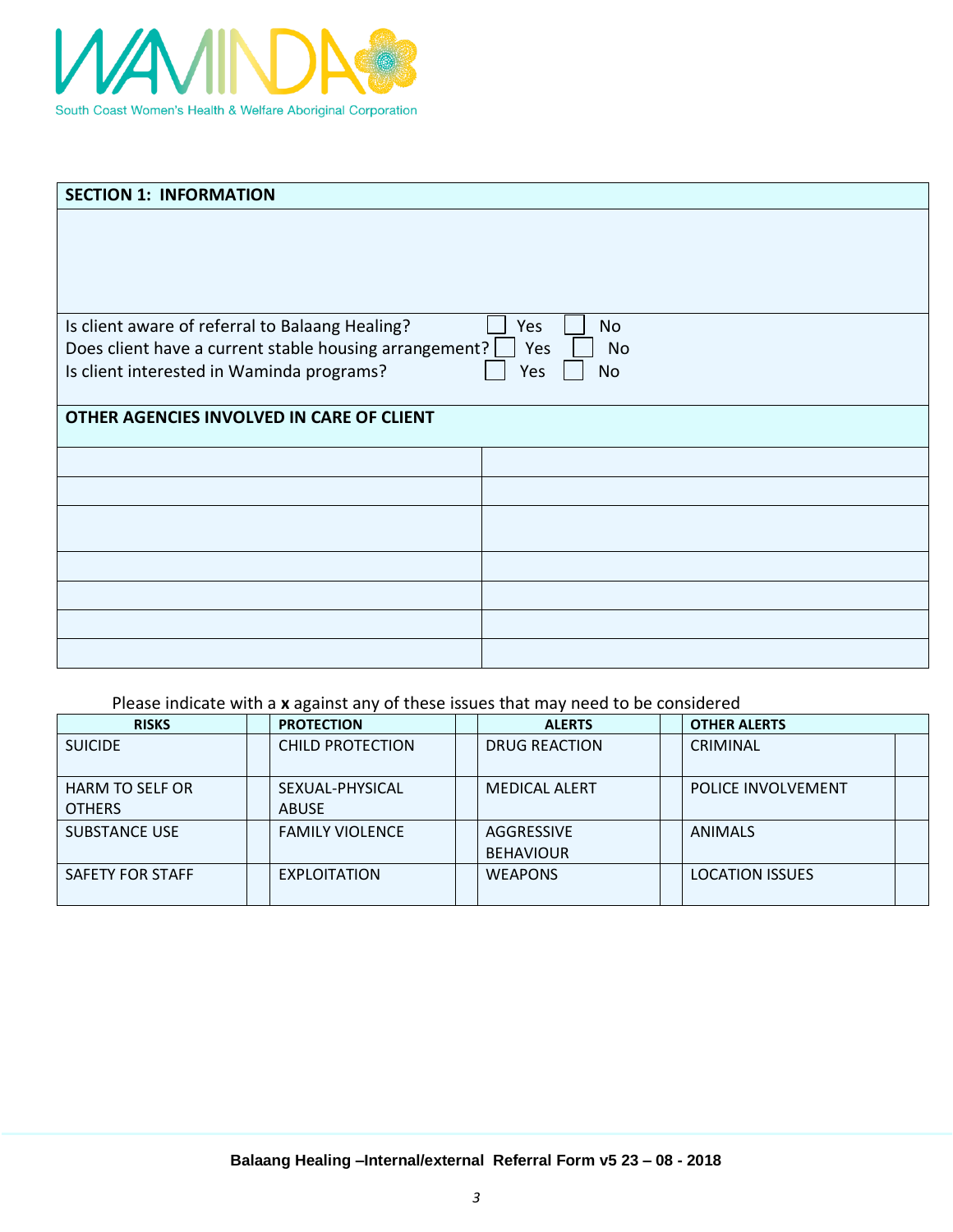WAMINDA

South Coast Women's Health & Welfare Aboriginal Corporation

| SECTION 1: INFORMATION |
|---|
| |

Is client aware of referral to Balaang Healing? ☐ Yes ☐ No

Does client have a current stable housing arrangement? ☐ Yes ☐ No

Is client interested in Waminda programs? ☐ Yes ☐ No

| OTHER AGENCIES INVOLVED IN CARE OF CLIENT | |
|---|---|
| | |
| | |
| | |
| | |
| | |
| | |
| | |

Please indicate with a **x** against any of these issues that may need to be considered

| RISKS | | PROTECTION | | ALERTS | | OTHER ALERTS | |
|---|---|---|---|---|---|---|---|
| SUICIDE | | CHILD PROTECTION | | DRUG REACTION | | CRIMINAL | |
| HARM TO SELF OR OTHERS | | SEXUAL-PHYSICAL ABUSE | | MEDICAL ALERT | | POLICE INVOLVEMENT | |
| SUBSTANCE USE | | FAMILY VIOLENCE | | AGGRESSIVE BEHAVIOUR | | ANIMALS | |
| SAFETY FOR STAFF | | EXPLOITATION | | WEAPONS | | LOCATION ISSUES | |